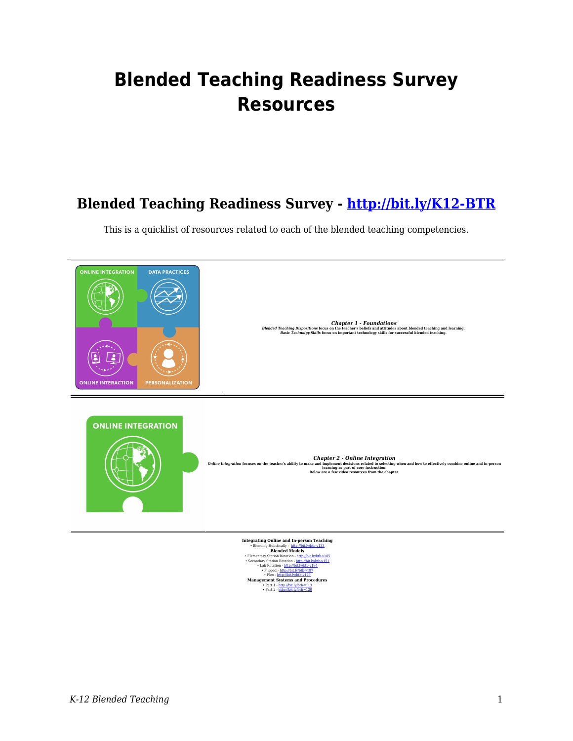# Blended Teaching Readiness Survey Resources

## Blended Teaching Readiness Survey - [http://bit.ly/K12-BTR](http://bit.ly/K12-BTR)

This is a quicklist of resources related to each of the blended teaching competencies.

---

***Chapter 1 - Foundations***

***Blended Teaching Dispositions*** **focus on the teacher's beliefs and attitudes about blended teaching and learning.**
***Basic Technolgy Skills*** **focus on important technology skills for successful blended teaching.**

---

***Chapter 2 - Online Integration***

***Online Integration*** **focuses on the teacher's ability to make and implement decisions related to selecting when and how to effectively combine online and in-person learning as part of core instruction.**
**Below are a few video resources from the chapter.**

---

**Integrating Online and In-person Teaching**

- Blending Holistically - [http://bit.ly/btb-v133](http://bit.ly/btb-v133)

**Blended Models**

- Elementary Station Rotation - [http://bit.ly/btb-v185](http://bit.ly/btb-v185)
- Secondary Station Rotation - [http://bit.ly/btb-v151](http://bit.ly/btb-v151)
- Lab Rotation - [http://bit.ly/btb-v194](http://bit.ly/btb-v194)
- Flipped - [http://bit.ly/btb-v187](http://bit.ly/btb-v187)
- Flex - [http://bit.ly/btb-v129](http://bit.ly/btb-v129)

**Management Systems and Procedures**

- Part 1 - [http://bit.ly/btb-v113](http://bit.ly/btb-v113)
- Part 2 - [http://bit.ly/btb-v130](http://bit.ly/btb-v130)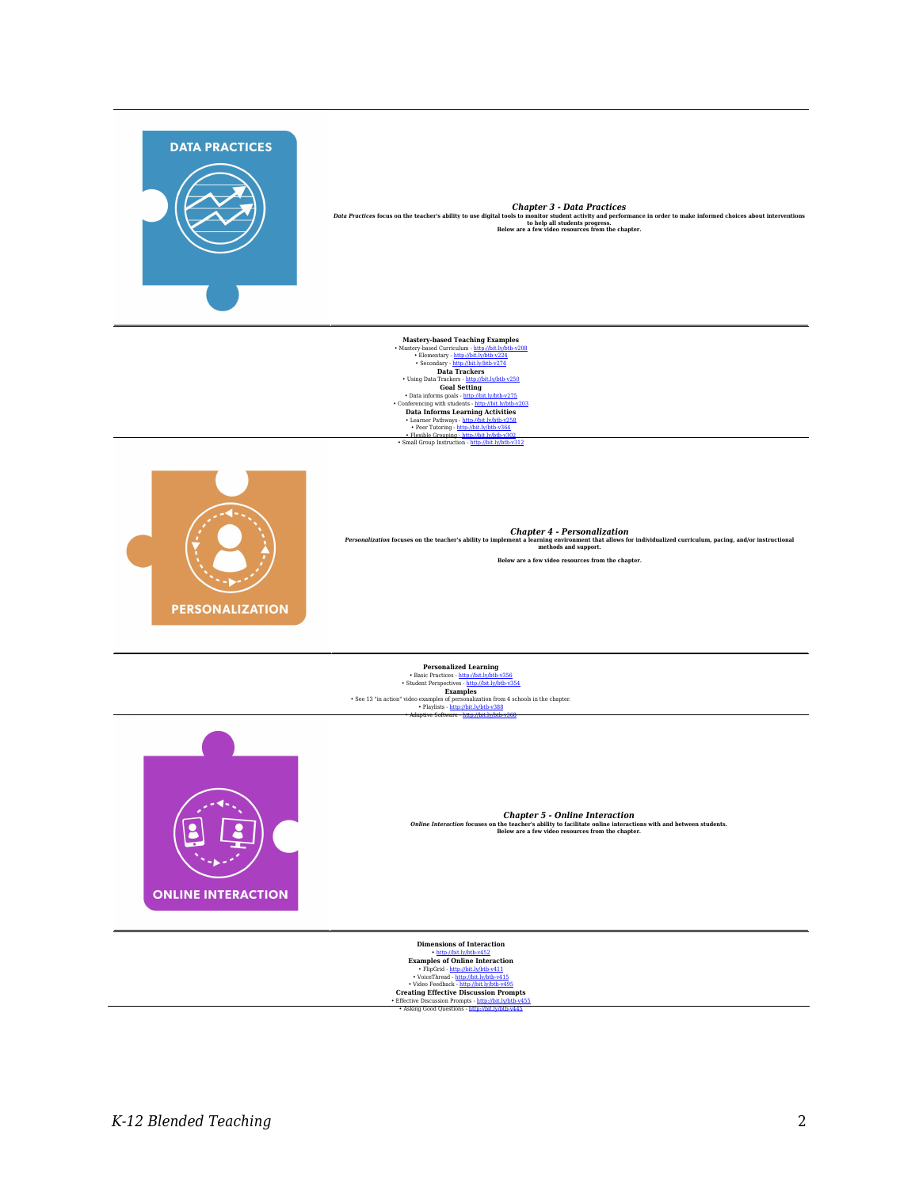DATA PRACTICES

### *Chapter 3 - Data Practices*

***Data Practices*** **focus on the teacher's ability to use digital tools to monitor student activity and performance in order to make informed choices about interventions to help all students progress.**
**Below are a few video resources from the chapter.**

**Mastery-based Teaching Examples**
- Mastery-based Curriculum - http://bit.ly/btb-v208
- Elementary - http://bit.ly/btb-v224
- Secondary - http://bit.ly/btb-v274

**Data Trackers**
- Using Data Trackers - http://bit.ly/btb-v250

**Goal Setting**
- Data informs goals - http://bit.ly/btb-v275
- Conferencing with students - http://bit.ly/btb-v203

**Data Informs Learning Activities**
- Learner Pathways - http://bit.ly/btb-v258
- Peer Tutoring - http://bit.ly/btb-v364
- Flexible Grouping - http://bit.ly/btb-v302
- Small Group Instruction - http://bit.ly/btb-v312

PERSONALIZATION

### *Chapter 4 - Personalization*

***Personalization*** **focuses on the teacher's ability to implement a learning environment that allows for individualized curriculum, pacing, and/or instructional methods and support.**

**Below are a few video resources from the chapter.**

**Personalized Learning**
- Basic Practices - http://bit.ly/btb-v356
- Student Perspectives - http://bit.ly/btb-v354

**Examples**
- See 13 "in action" video examples of personalization from 4 schools in the chapter.
- Playlists - http://bit.ly/btb-v388
- Adaptive Software - http://bit.ly/btb-v368

ONLINE INTERACTION

### *Chapter 5 - Online Interaction*

***Online Interaction*** **focuses on the teacher's ability to facilitate online interactions with and between students.**
**Below are a few video resources from the chapter.**

**Dimensions of Interaction**
- http://bit.ly/btb-v452

**Examples of Online Interaction**
- FlipGrid - http://bit.ly/btb-v411
- VoiceThread - http://bit.ly/btb-v415
- Video Feedback - http://bit.ly/btb-v495

**Creating Effective Discussion Prompts**
- Effective Discussion Prompts - http://bit.ly/btb-v455
- Asking Good Questions - http://bit.ly/btb-v445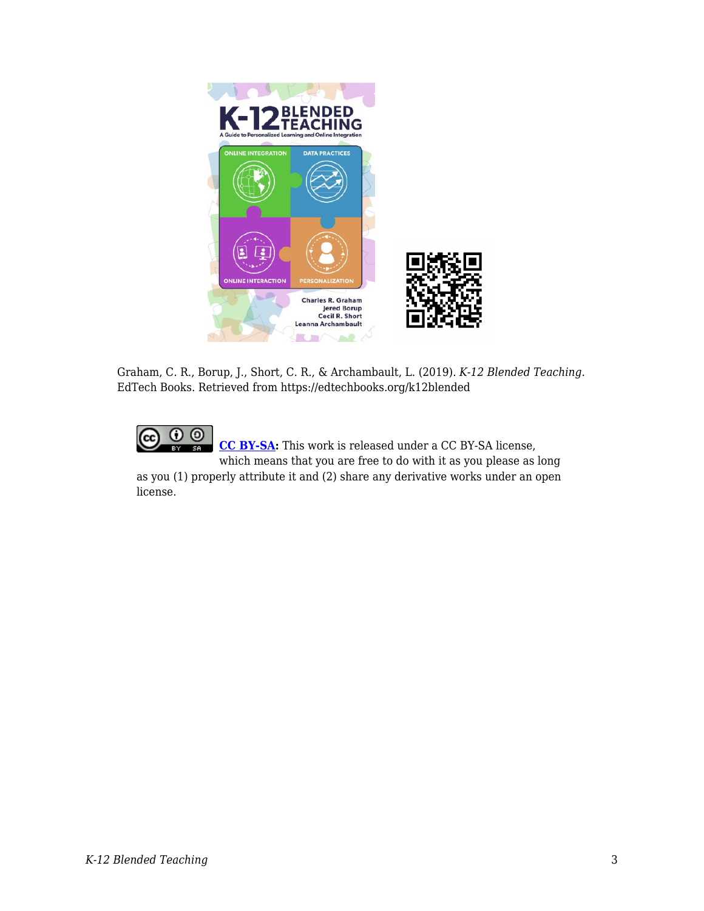Graham, C. R., Borup, J., Short, C. R., & Archambault, L. (2019). *K-12 Blended Teaching*. EdTech Books. Retrieved from https://edtechbooks.org/k12blended

**CC BY-SA:** This work is released under a CC BY-SA license, which means that you are free to do with it as you please as long as you (1) properly attribute it and (2) share any derivative works under an open license.